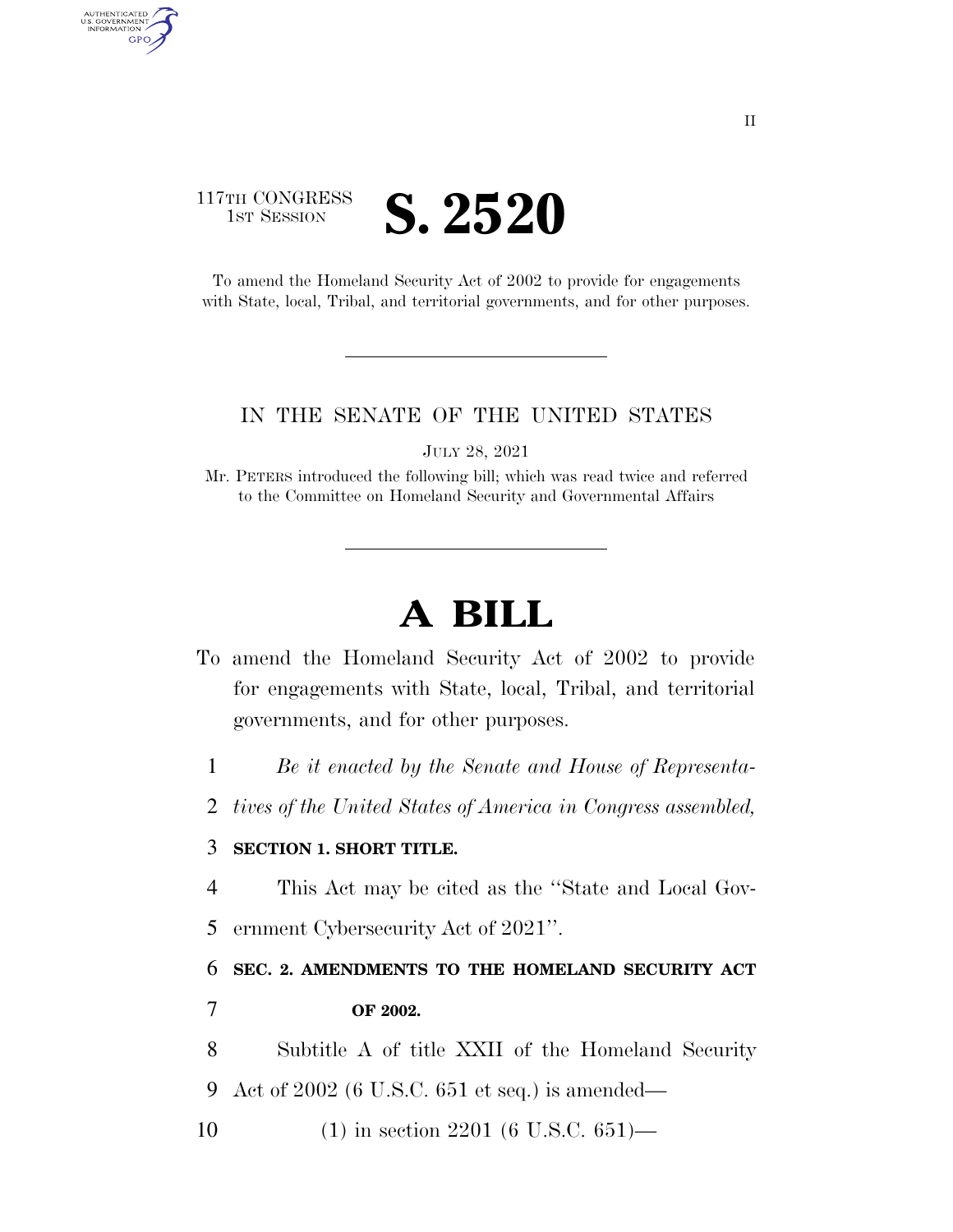117TH CONGRESS
1ST SESSION

# S. 2520

To amend the Homeland Security Act of 2002 to provide for engagements with State, local, Tribal, and territorial governments, and for other purposes.

IN THE SENATE OF THE UNITED STATES

JULY 28, 2021

Mr. PETERS introduced the following bill; which was read twice and referred to the Committee on Homeland Security and Governmental Affairs

# A BILL

To amend the Homeland Security Act of 2002 to provide for engagements with State, local, Tribal, and territorial governments, and for other purposes.

1 *Be it enacted by the Senate and House of Representa-*
2 *tives of the United States of America in Congress assembled,*

3 **SECTION 1. SHORT TITLE.**

4 This Act may be cited as the ''State and Local Gov-
5 ernment Cybersecurity Act of 2021''.

6 **SEC. 2. AMENDMENTS TO THE HOMELAND SECURITY ACT**
7 **OF 2002.**

8 Subtitle A of title XXII of the Homeland Security
9 Act of 2002 (6 U.S.C. 651 et seq.) is amended—
10 (1) in section 2201 (6 U.S.C. 651)—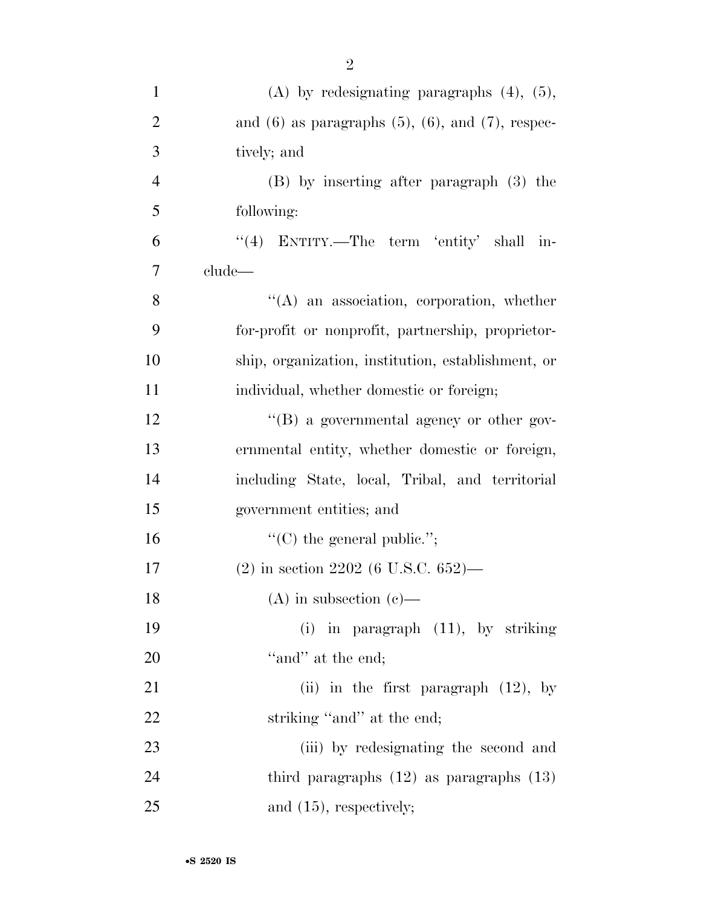(A) by redesignating paragraphs (4), (5), and (6) as paragraphs (5), (6), and (7), respectively; and

(B) by inserting after paragraph (3) the following:

''(4) ENTITY.—The term 'entity' shall include—

''(A) an association, corporation, whether for-profit or nonprofit, partnership, proprietorship, organization, institution, establishment, or individual, whether domestic or foreign;

''(B) a governmental agency or other governmental entity, whether domestic or foreign, including State, local, Tribal, and territorial government entities; and

''(C) the general public.'';

(2) in section 2202 (6 U.S.C. 652)—

(A) in subsection (c)—

(i) in paragraph (11), by striking ''and'' at the end;

(ii) in the first paragraph (12), by striking ''and'' at the end;

(iii) by redesignating the second and third paragraphs (12) as paragraphs (13) and (15), respectively;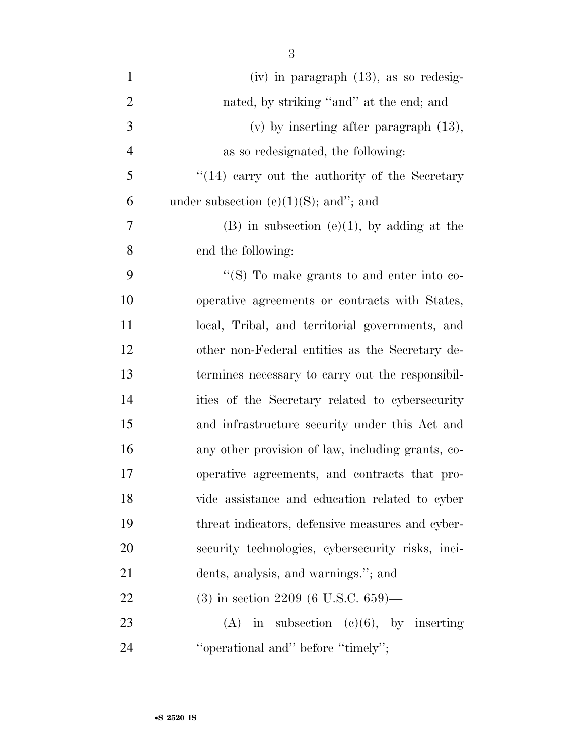(iv) in paragraph (13), as so redesignated, by striking "and" at the end; and

(v) by inserting after paragraph (13), as so redesignated, the following:

"(14) carry out the authority of the Secretary under subsection (e)(1)(S); and"; and

(B) in subsection (e)(1), by adding at the end the following:

"(S) To make grants to and enter into cooperative agreements or contracts with States, local, Tribal, and territorial governments, and other non-Federal entities as the Secretary determines necessary to carry out the responsibilities of the Secretary related to cybersecurity and infrastructure security under this Act and any other provision of law, including grants, cooperative agreements, and contracts that provide assistance and education related to cyber threat indicators, defensive measures and cybersecurity technologies, cybersecurity risks, incidents, analysis, and warnings."; and

(3) in section 2209 (6 U.S.C. 659)—

(A) in subsection (c)(6), by inserting "operational and" before "timely";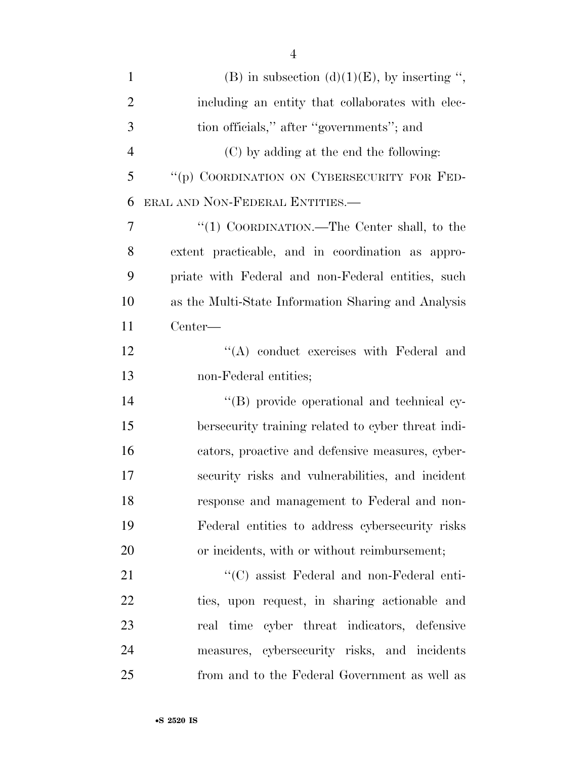(B) in subsection (d)(1)(E), by inserting ", including an entity that collaborates with election officials," after "governments"; and

(C) by adding at the end the following:

"(p) COORDINATION ON CYBERSECURITY FOR FEDERAL AND NON-FEDERAL ENTITIES.—

"(1) COORDINATION.—The Center shall, to the extent practicable, and in coordination as appropriate with Federal and non-Federal entities, such as the Multi-State Information Sharing and Analysis Center—

"(A) conduct exercises with Federal and non-Federal entities;

"(B) provide operational and technical cybersecurity training related to cyber threat indicators, proactive and defensive measures, cybersecurity risks and vulnerabilities, and incident response and management to Federal and non-Federal entities to address cybersecurity risks or incidents, with or without reimbursement;

"(C) assist Federal and non-Federal entities, upon request, in sharing actionable and real time cyber threat indicators, defensive measures, cybersecurity risks, and incidents from and to the Federal Government as well as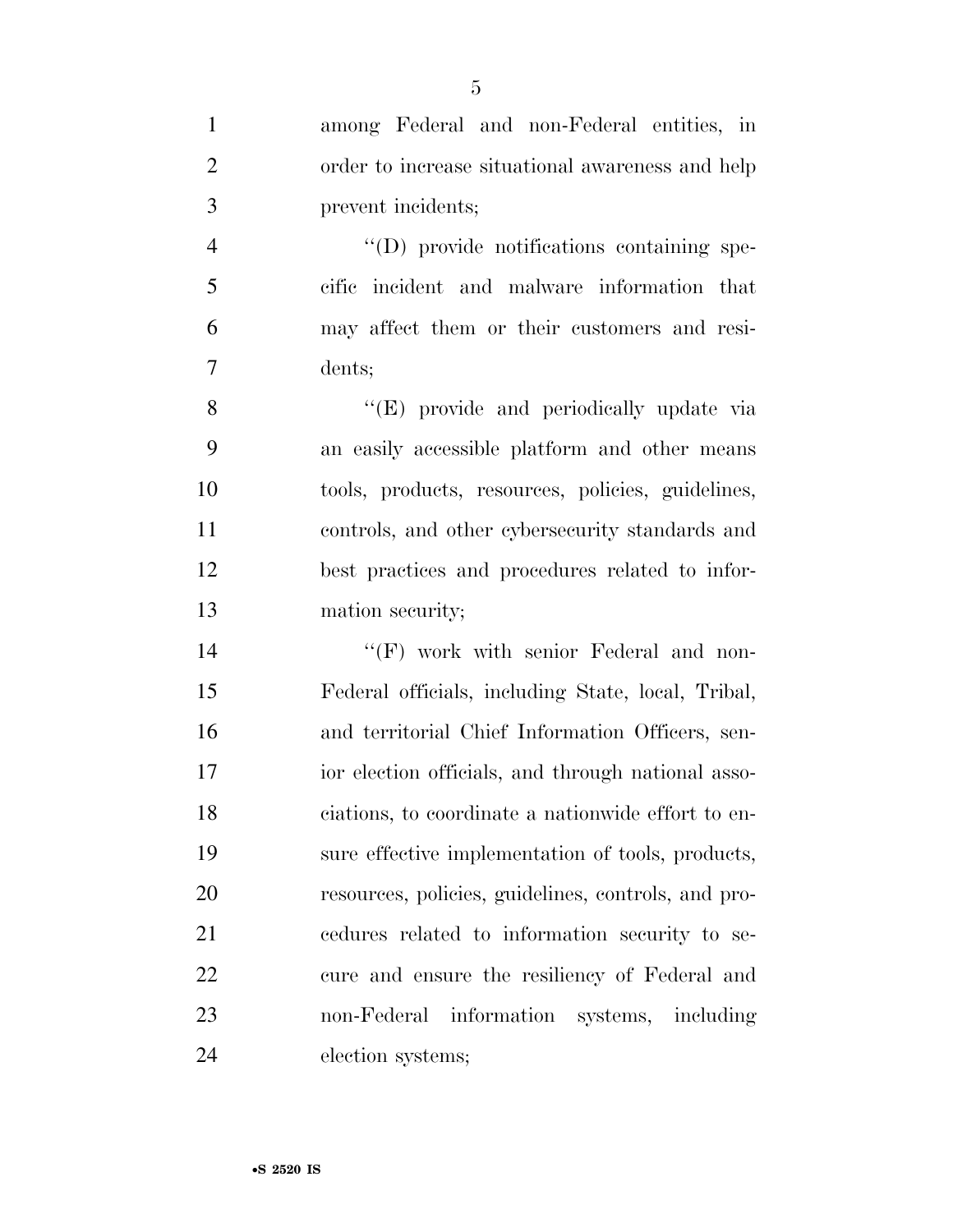among Federal and non-Federal entities, in order to increase situational awareness and help prevent incidents;

"(D) provide notifications containing specific incident and malware information that may affect them or their customers and residents;

"(E) provide and periodically update via an easily accessible platform and other means tools, products, resources, policies, guidelines, controls, and other cybersecurity standards and best practices and procedures related to information security;

"(F) work with senior Federal and non-Federal officials, including State, local, Tribal, and territorial Chief Information Officers, senior election officials, and through national associations, to coordinate a nationwide effort to ensure effective implementation of tools, products, resources, policies, guidelines, controls, and procedures related to information security to secure and ensure the resiliency of Federal and non-Federal information systems, including election systems;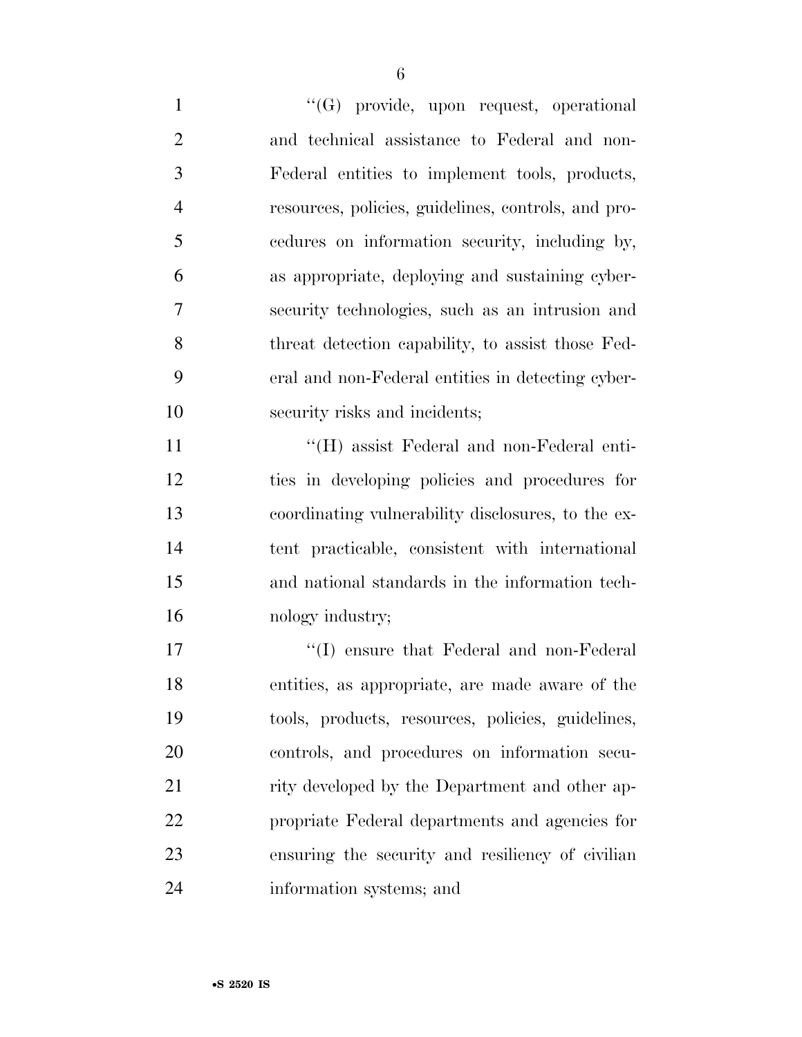''(G) provide, upon request, operational and technical assistance to Federal and non-Federal entities to implement tools, products, resources, policies, guidelines, controls, and procedures on information security, including by, as appropriate, deploying and sustaining cybersecurity technologies, such as an intrusion and threat detection capability, to assist those Federal and non-Federal entities in detecting cybersecurity risks and incidents;

''(H) assist Federal and non-Federal entities in developing policies and procedures for coordinating vulnerability disclosures, to the extent practicable, consistent with international and national standards in the information technology industry;

''(I) ensure that Federal and non-Federal entities, as appropriate, are made aware of the tools, products, resources, policies, guidelines, controls, and procedures on information security developed by the Department and other appropriate Federal departments and agencies for ensuring the security and resiliency of civilian information systems; and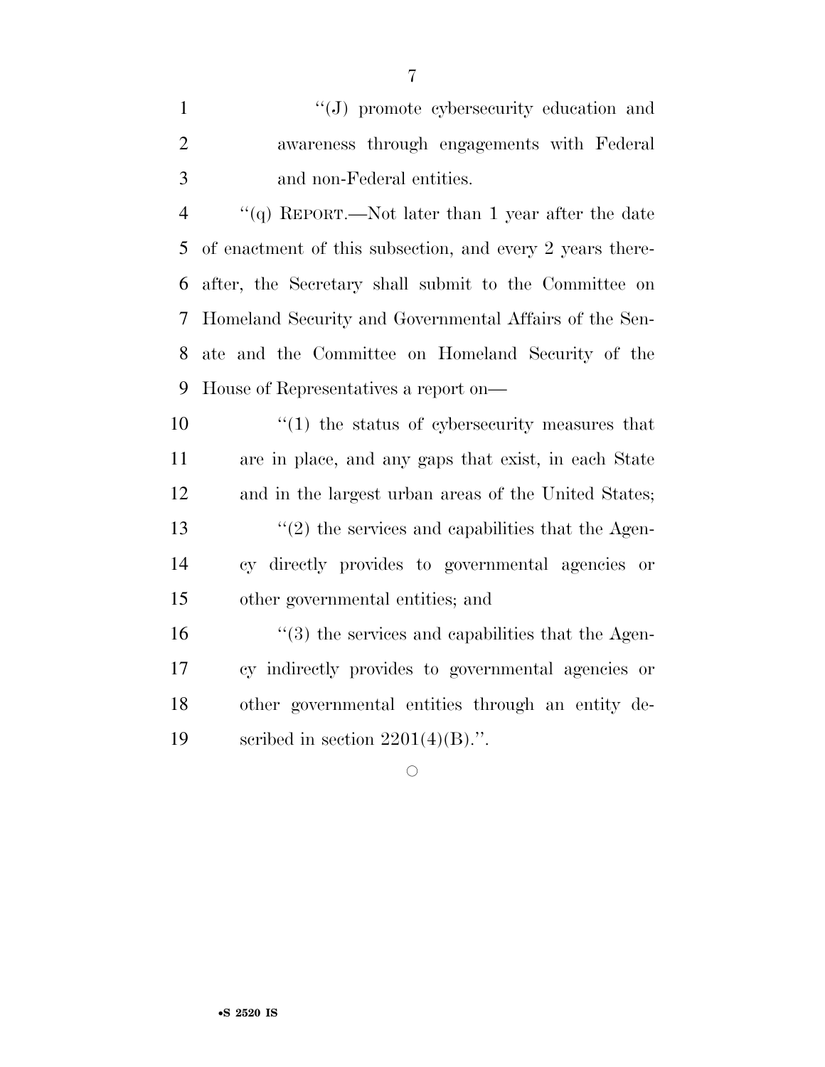"(J) promote cybersecurity education and awareness through engagements with Federal and non-Federal entities.

"(q) REPORT.—Not later than 1 year after the date of enactment of this subsection, and every 2 years thereafter, the Secretary shall submit to the Committee on Homeland Security and Governmental Affairs of the Senate and the Committee on Homeland Security of the House of Representatives a report on—

"(1) the status of cybersecurity measures that are in place, and any gaps that exist, in each State and in the largest urban areas of the United States;

"(2) the services and capabilities that the Agency directly provides to governmental agencies or other governmental entities; and

"(3) the services and capabilities that the Agency indirectly provides to governmental agencies or other governmental entities through an entity described in section 2201(4)(B).".

○